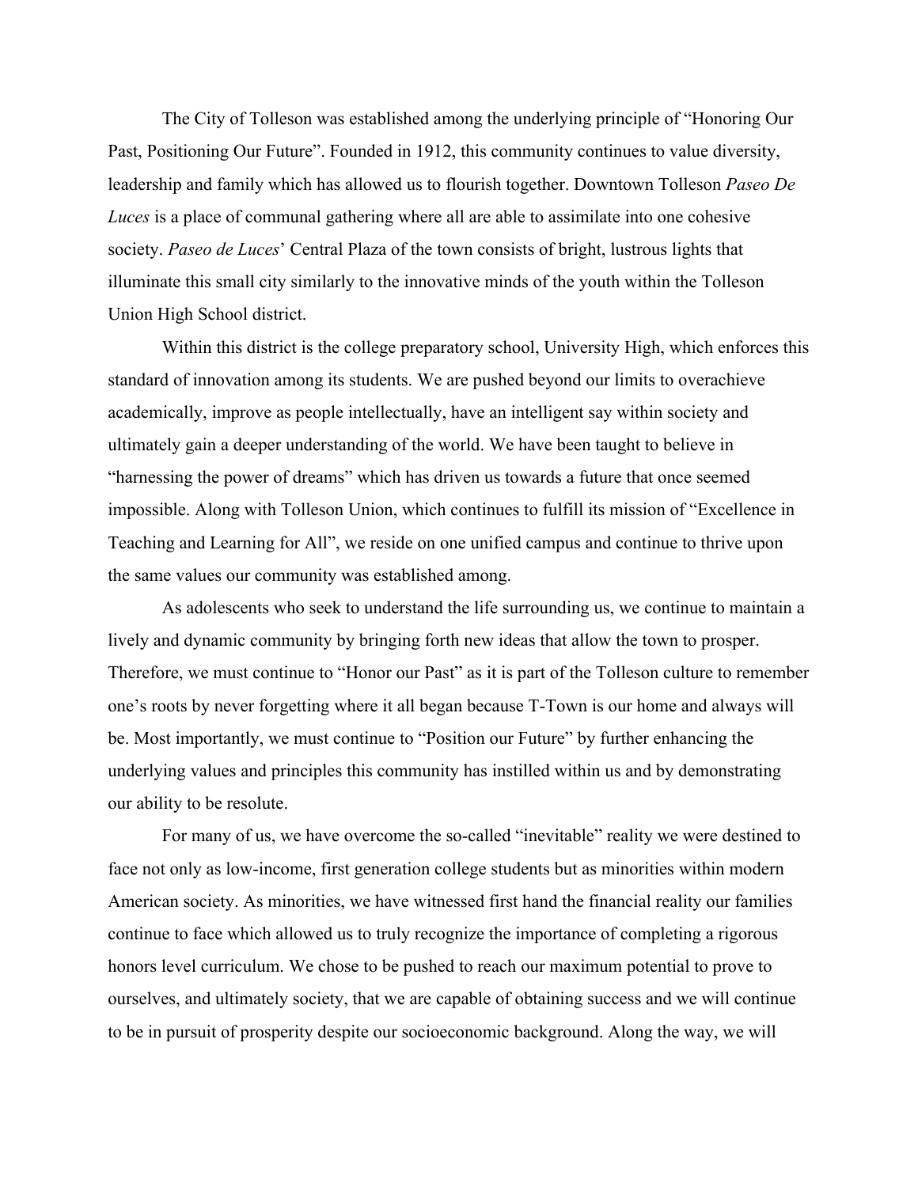The City of Tolleson was established among the underlying principle of "Honoring Our Past, Positioning Our Future". Founded in 1912, this community continues to value diversity, leadership and family which has allowed us to flourish together. Downtown Tolleson *Paseo De Luces* is a place of communal gathering where all are able to assimilate into one cohesive society. *Paseo de Luces*' Central Plaza of the town consists of bright, lustrous lights that illuminate this small city similarly to the innovative minds of the youth within the Tolleson Union High School district.

Within this district is the college preparatory school, University High, which enforces this standard of innovation among its students. We are pushed beyond our limits to overachieve academically, improve as people intellectually, have an intelligent say within society and ultimately gain a deeper understanding of the world. We have been taught to believe in "harnessing the power of dreams" which has driven us towards a future that once seemed impossible. Along with Tolleson Union, which continues to fulfill its mission of "Excellence in Teaching and Learning for All", we reside on one unified campus and continue to thrive upon the same values our community was established among.

As adolescents who seek to understand the life surrounding us, we continue to maintain a lively and dynamic community by bringing forth new ideas that allow the town to prosper. Therefore, we must continue to "Honor our Past" as it is part of the Tolleson culture to remember one's roots by never forgetting where it all began because T-Town is our home and always will be. Most importantly, we must continue to "Position our Future" by further enhancing the underlying values and principles this community has instilled within us and by demonstrating our ability to be resolute.

For many of us, we have overcome the so-called "inevitable" reality we were destined to face not only as low-income, first generation college students but as minorities within modern American society. As minorities, we have witnessed first hand the financial reality our families continue to face which allowed us to truly recognize the importance of completing a rigorous honors level curriculum. We chose to be pushed to reach our maximum potential to prove to ourselves, and ultimately society, that we are capable of obtaining success and we will continue to be in pursuit of prosperity despite our socioeconomic background. Along the way, we will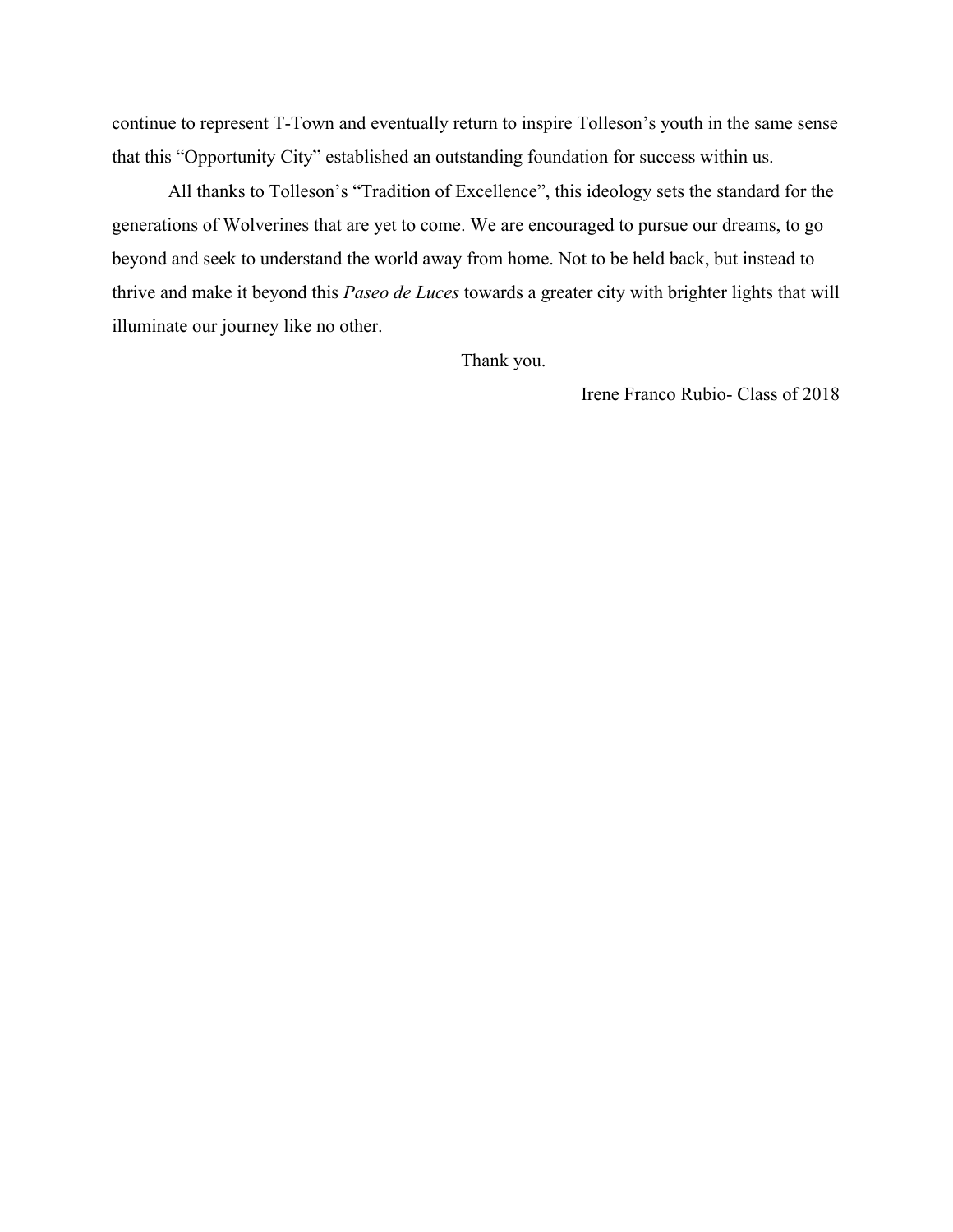continue to represent T-Town and eventually return to inspire Tolleson's youth in the same sense that this "Opportunity City" established an outstanding foundation for success within us.

All thanks to Tolleson's "Tradition of Excellence", this ideology sets the standard for the generations of Wolverines that are yet to come. We are encouraged to pursue our dreams, to go beyond and seek to understand the world away from home. Not to be held back, but instead to thrive and make it beyond this *Paseo de Luces* towards a greater city with brighter lights that will illuminate our journey like no other.

Thank you.

Irene Franco Rubio- Class of 2018